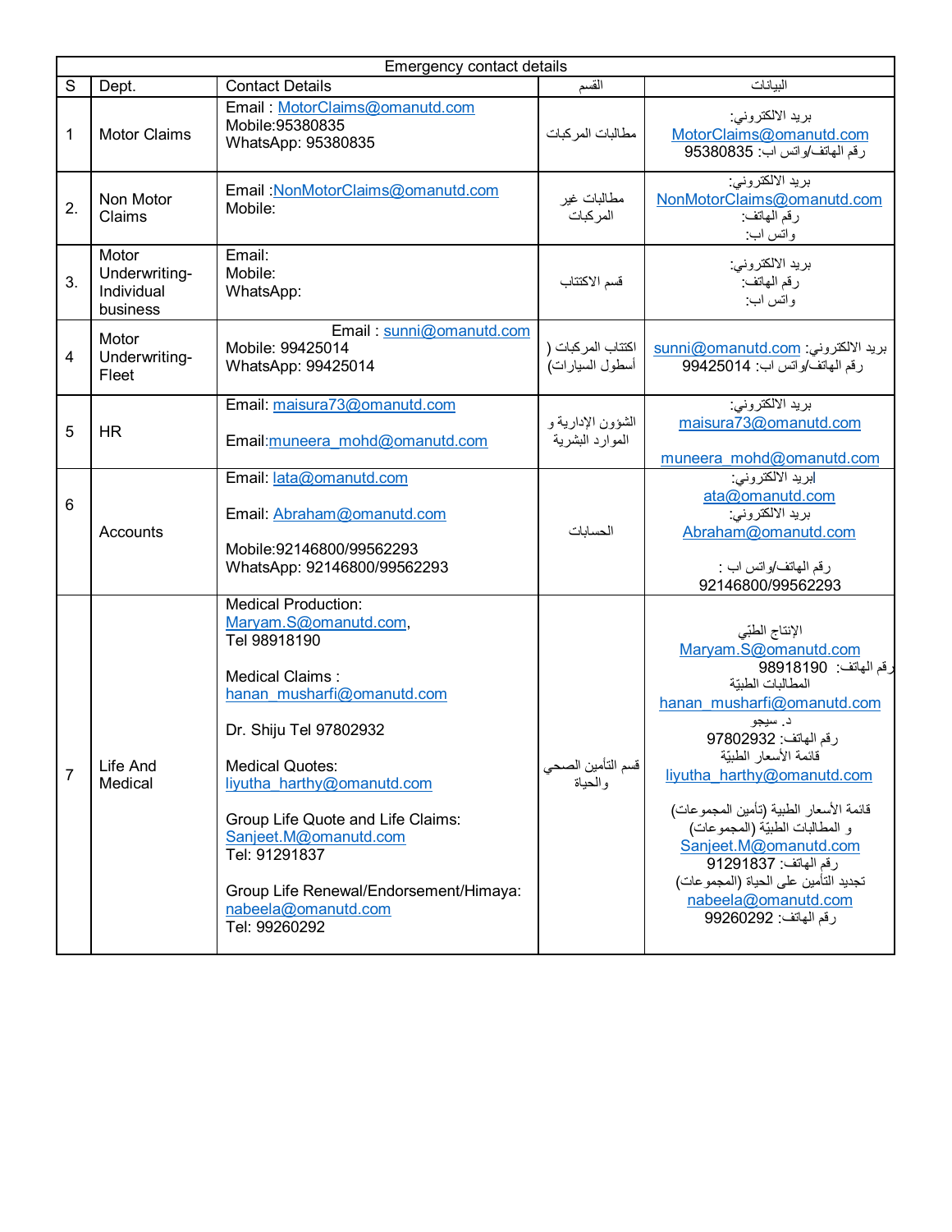| Emergency contact details | | | | |
|---|---|---|---|---|
| S | Dept. | Contact Details | القسم | البيانات |
| 1 | Motor Claims | Email : MotorClaims@omanutd.com<br>Mobile:95380835<br>WhatsApp: 95380835 | مطالبات المركبات | بريد الالكتروني:<br>MotorClaims@omanutd.com<br>رقم الهاتف/واتس اب: 95380835 |
| 2. | Non Motor Claims | Email :NonMotorClaims@omanutd.com<br>Mobile: | مطالبات غير المركبات | بريد الالكتروني:<br>NonMotorClaims@omanutd.com<br>رقم الهاتف:<br>واتس اب: |
| 3. | Motor Underwriting-Individual business | Email:<br>Mobile:<br>WhatsApp: | قسم الاكتتاب | بريد الالكتروني:<br>رقم الهاتف:<br>واتس اب: |
| 4 | Motor Underwriting-Fleet | Email : sunni@omanutd.com<br>Mobile: 99425014<br>WhatsApp: 99425014 | اكتتاب المركبات ( أسطول السيارات) | بريد الالكتروني: sunni@omanutd.com<br>رقم الهاتف/واتس اب: 99425014 |
| 5 | HR | Email: maisura73@omanutd.com<br><br>Email:muneera_mohd@omanutd.com | الشؤون الإدارية و الموارد البشرية | بريد الالكتروني:<br>maisura73@omanutd.com<br><br>muneera_mohd@omanutd.com |
| 6 | Accounts | Email: lata@omanutd.com<br><br>Email: Abraham@omanutd.com<br><br>Mobile:92146800/99562293<br>WhatsApp: 92146800/99562293 | الحسابات | إبريد الالكتروني:<br>ata@omanutd.com<br>بريد الالكتروني:<br>Abraham@omanutd.com<br><br>رقم الهاتف/واتس اب :<br>92146800/99562293 |
| 7 | Life And Medical | Medical Production:<br>Maryam.S@omanutd.com,<br>Tel 98918190<br><br>Medical Claims :<br>hanan_musharfi@omanutd.com<br><br>Dr. Shiju Tel 97802932<br><br>Medical Quotes:<br>liyutha_harthy@omanutd.com<br><br>Group Life Quote and Life Claims:<br>Sanjeet.M@omanutd.com<br>Tel: 91291837<br><br>Group Life Renewal/Endorsement/Himaya:<br>nabeela@omanutd.com<br>Tel: 99260292 | قسم التأمين الصحي والحياة | الإنتاج الطبّي<br>Maryam.S@omanutd.com<br>رقم الهاتف: 98918190<br>المطالبات الطبيّة<br>hanan_musharfi@omanutd.com<br>د. سيجو<br>رقم الهاتف: 97802932<br>قائمة الأسعار الطبيّة<br>liyutha_harthy@omanutd.com<br><br>قائمة الأسعار الطبية (تأمين المجموعات)<br>و المطالبات الطبيّة (المجموعات)<br>Sanjeet.M@omanutd.com<br>رقم الهاتف: 91291837<br>تجديد التأمين على الحياة (المجموعات)<br>nabeela@omanutd.com<br>رقم الهاتف: 99260292 |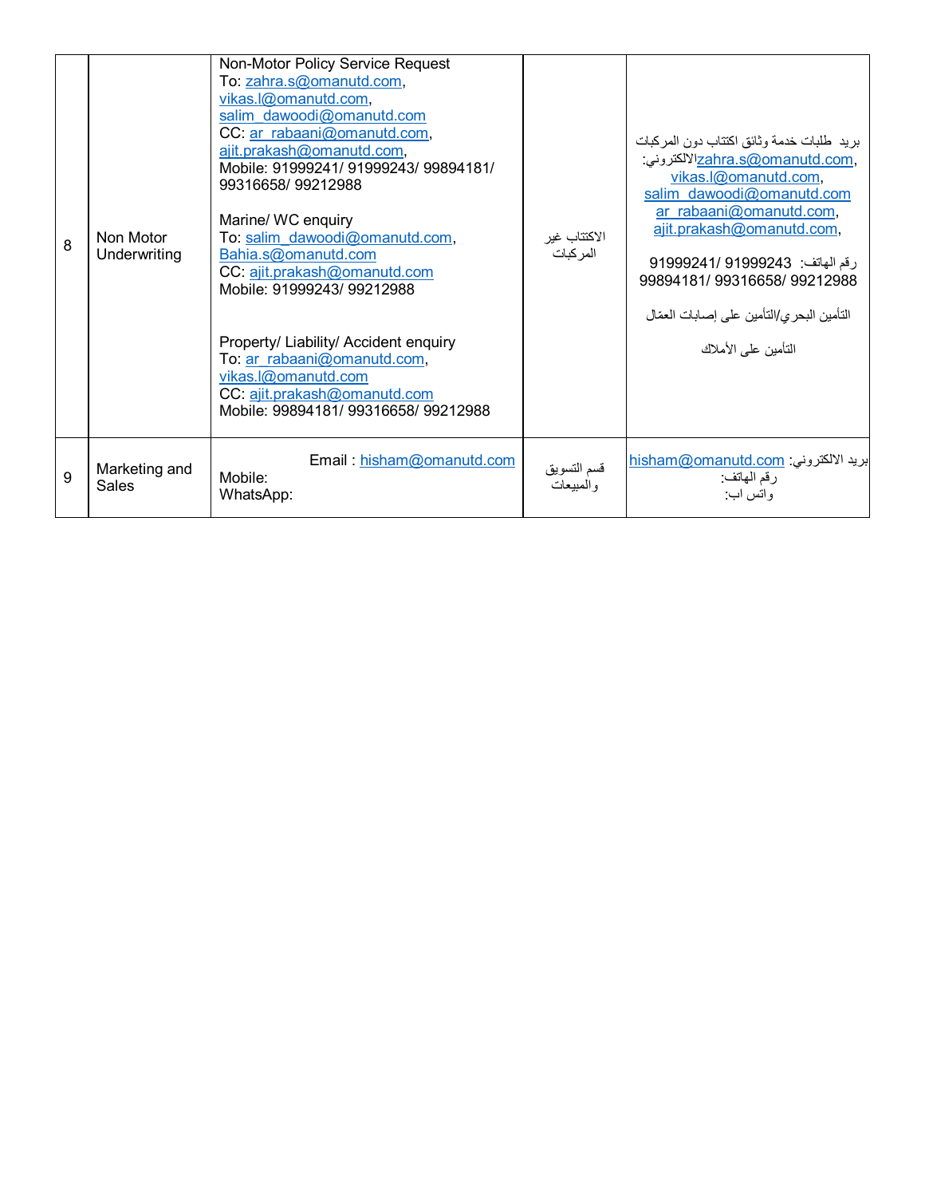| | | | | |
|---|---|---|---|---|
| 8 | Non Motor Underwriting | Non-Motor Policy Service Request<br>To: zahra.s@omanutd.com, vikas.l@omanutd.com, salim_dawoodi@omanutd.com<br>CC: ar_rabaani@omanutd.com, ajit.prakash@omanutd.com,<br>Mobile: 91999241/ 91999243/ 99894181/ 99316658/ 99212988<br><br>Marine/ WC enquiry<br>To: salim_dawoodi@omanutd.com, Bahia.s@omanutd.com<br>CC: ajit.prakash@omanutd.com<br>Mobile: 91999243/ 99212988<br><br>Property/ Liability/ Accident enquiry<br>To: ar_rabaani@omanutd.com, vikas.l@omanutd.com<br>CC: ajit.prakash@omanutd.com<br>Mobile: 99894181/ 99316658/ 99212988 | الاكتتاب غير المركبات | بريد طلبات خدمة وثائق اكتتاب دون المركبات الالكتروني:zahra.s@omanutd.com, vikas.l@omanutd.com, salim_dawoodi@omanutd.com ar_rabaani@omanutd.com, ajit.prakash@omanutd.com,<br><br>رقم الهاتف: 91999241/ 91999243 99894181/ 99316658/ 99212988<br><br>التأمين البحري/التأمين على إصابات العمّال<br><br>التأمين على الأملاك |
| 9 | Marketing and Sales | Email : hisham@omanutd.com<br>Mobile:<br>WhatsApp: | قسم التسويق والمبيعات | بريد الالكتروني: hisham@omanutd.com<br>رقم الهاتف:<br>واتس اب: |